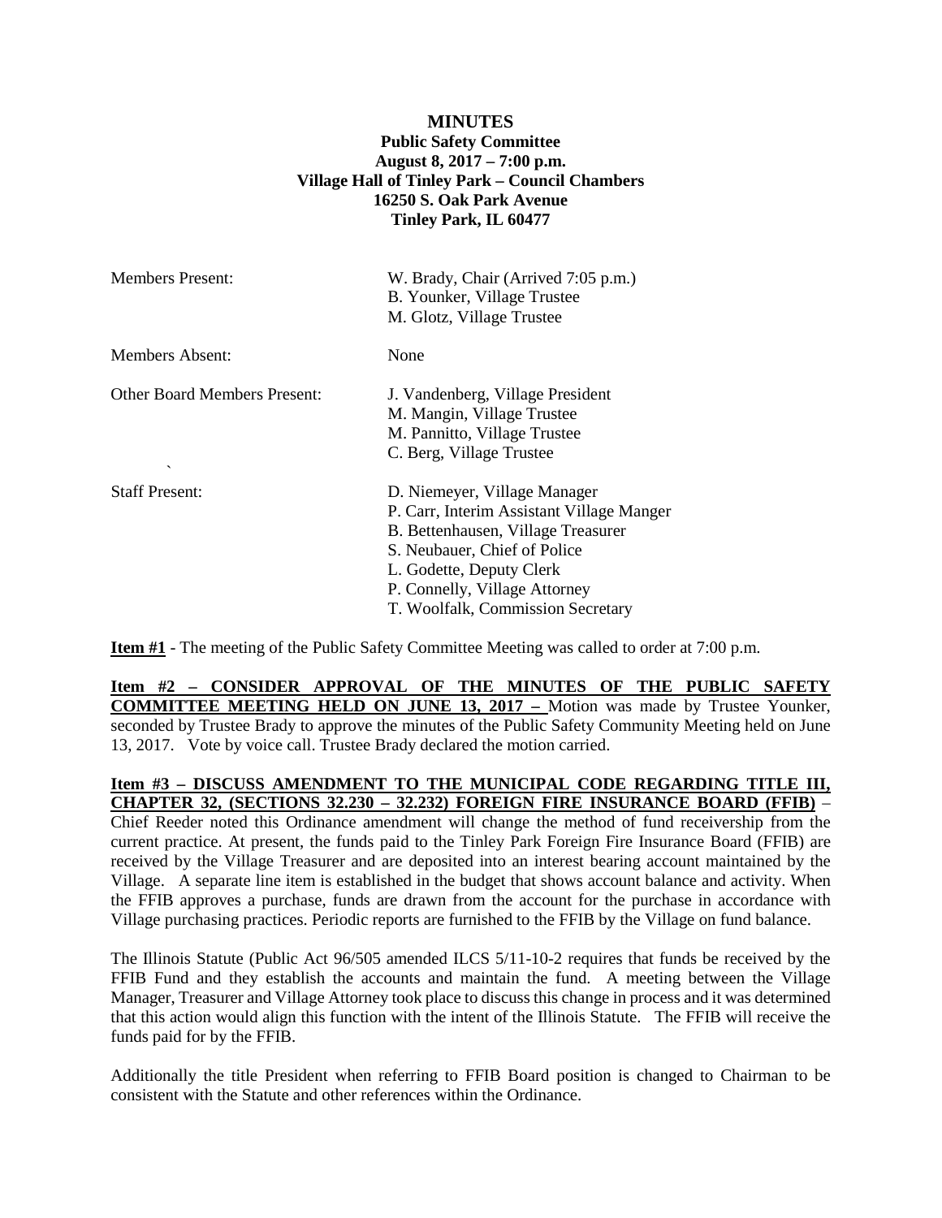**MINUTES**
**Public Safety Committee**
**August 8, 2017 – 7:00 p.m.**
**Village Hall of Tinley Park – Council Chambers**
**16250 S. Oak Park Avenue**
**Tinley Park, IL 60477**

| | |
|---|---|
| Members Present: | W. Brady, Chair (Arrived 7:05 p.m.)<br>B. Younker, Village Trustee<br>M. Glotz, Village Trustee |
| Members Absent: | None |
| Other Board Members Present: | J. Vandenberg, Village President<br>M. Mangin, Village Trustee<br>M. Pannitto, Village Trustee<br>C. Berg, Village Trustee |
| Staff Present: | D. Niemeyer, Village Manager<br>P. Carr, Interim Assistant Village Manger<br>B. Bettenhausen, Village Treasurer<br>S. Neubauer, Chief of Police<br>L. Godette, Deputy Clerk<br>P. Connelly, Village Attorney<br>T. Woolfalk, Commission Secretary |

**Item #1** - The meeting of the Public Safety Committee Meeting was called to order at 7:00 p.m.

**Item #2 – CONSIDER APPROVAL OF THE MINUTES OF THE PUBLIC SAFETY COMMITTEE MEETING HELD ON JUNE 13, 2017 –** Motion was made by Trustee Younker, seconded by Trustee Brady to approve the minutes of the Public Safety Community Meeting held on June 13, 2017. Vote by voice call. Trustee Brady declared the motion carried.

**Item #3 – DISCUSS AMENDMENT TO THE MUNICIPAL CODE REGARDING TITLE III, CHAPTER 32, (SECTIONS 32.230 – 32.232) FOREIGN FIRE INSURANCE BOARD (FFIB)** – Chief Reeder noted this Ordinance amendment will change the method of fund receivership from the current practice. At present, the funds paid to the Tinley Park Foreign Fire Insurance Board (FFIB) are received by the Village Treasurer and are deposited into an interest bearing account maintained by the Village. A separate line item is established in the budget that shows account balance and activity. When the FFIB approves a purchase, funds are drawn from the account for the purchase in accordance with Village purchasing practices. Periodic reports are furnished to the FFIB by the Village on fund balance.

The Illinois Statute (Public Act 96/505 amended ILCS 5/11-10-2 requires that funds be received by the FFIB Fund and they establish the accounts and maintain the fund. A meeting between the Village Manager, Treasurer and Village Attorney took place to discuss this change in process and it was determined that this action would align this function with the intent of the Illinois Statute. The FFIB will receive the funds paid for by the FFIB.

Additionally the title President when referring to FFIB Board position is changed to Chairman to be consistent with the Statute and other references within the Ordinance.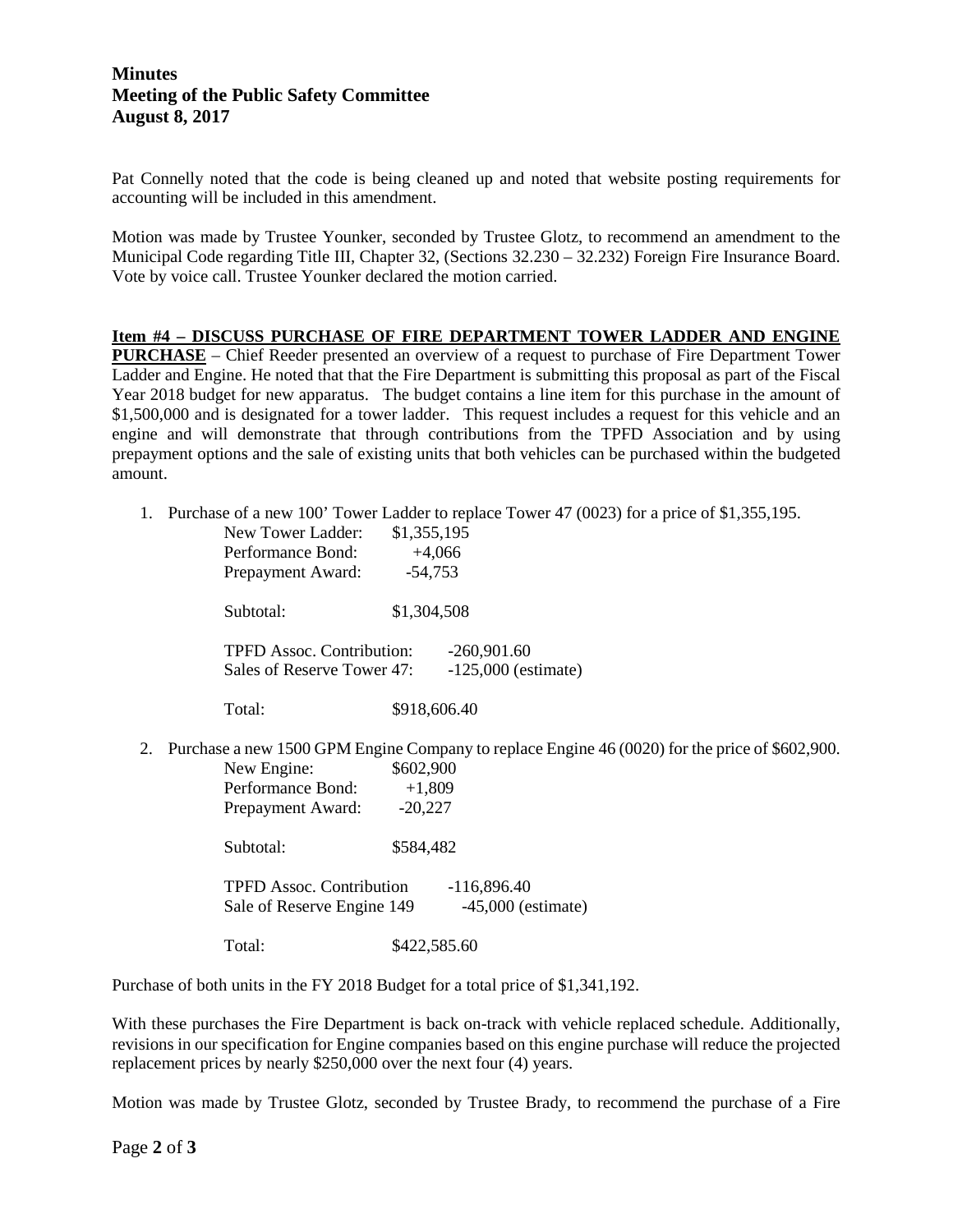Pat Connelly noted that the code is being cleaned up and noted that website posting requirements for accounting will be included in this amendment.

Motion was made by Trustee Younker, seconded by Trustee Glotz, to recommend an amendment to the Municipal Code regarding Title III, Chapter 32, (Sections 32.230 – 32.232) Foreign Fire Insurance Board. Vote by voice call. Trustee Younker declared the motion carried.

**Item #4 – DISCUSS PURCHASE OF FIRE DEPARTMENT TOWER LADDER AND ENGINE PURCHASE** – Chief Reeder presented an overview of a request to purchase of Fire Department Tower Ladder and Engine. He noted that that the Fire Department is submitting this proposal as part of the Fiscal Year 2018 budget for new apparatus. The budget contains a line item for this purchase in the amount of $1,500,000 and is designated for a tower ladder. This request includes a request for this vehicle and an engine and will demonstrate that through contributions from the TPFD Association and by using prepayment options and the sale of existing units that both vehicles can be purchased within the budgeted amount.

1. Purchase of a new 100' Tower Ladder to replace Tower 47 (0023) for a price of $1,355,195.

   | | |
   |---|---|
   | New Tower Ladder: | $1,355,195 |
   | Performance Bond: | +4,066 |
   | Prepayment Award: | -54,753 |
   | Subtotal: | $1,304,508 |
   | TPFD Assoc. Contribution: | -260,901.60 |
   | Sales of Reserve Tower 47: | -125,000 (estimate) |
   | Total: | $918,606.40 |

2. Purchase a new 1500 GPM Engine Company to replace Engine 46 (0020) for the price of $602,900.

   | | |
   |---|---|
   | New Engine: | $602,900 |
   | Performance Bond: | +1,809 |
   | Prepayment Award: | -20,227 |
   | Subtotal: | $584,482 |
   | TPFD Assoc. Contribution | -116,896.40 |
   | Sale of Reserve Engine 149 | -45,000 (estimate) |
   | Total: | $422,585.60 |

Purchase of both units in the FY 2018 Budget for a total price of $1,341,192.

With these purchases the Fire Department is back on-track with vehicle replaced schedule. Additionally, revisions in our specification for Engine companies based on this engine purchase will reduce the projected replacement prices by nearly $250,000 over the next four (4) years.

Motion was made by Trustee Glotz, seconded by Trustee Brady, to recommend the purchase of a Fire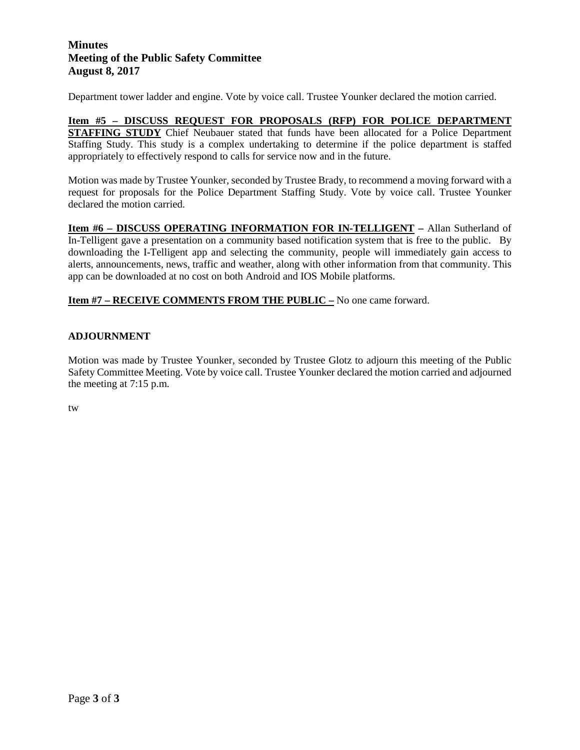Department tower ladder and engine. Vote by voice call. Trustee Younker declared the motion carried.

**Item #5 – DISCUSS REQUEST FOR PROPOSALS (RFP) FOR POLICE DEPARTMENT STAFFING STUDY** Chief Neubauer stated that funds have been allocated for a Police Department Staffing Study. This study is a complex undertaking to determine if the police department is staffed appropriately to effectively respond to calls for service now and in the future.

Motion was made by Trustee Younker, seconded by Trustee Brady, to recommend a moving forward with a request for proposals for the Police Department Staffing Study. Vote by voice call. Trustee Younker declared the motion carried.

**Item #6 – DISCUSS OPERATING INFORMATION FOR IN-TELLIGENT –** Allan Sutherland of In-Telligent gave a presentation on a community based notification system that is free to the public. By downloading the I-Telligent app and selecting the community, people will immediately gain access to alerts, announcements, news, traffic and weather, along with other information from that community. This app can be downloaded at no cost on both Android and IOS Mobile platforms.

**Item #7 – RECEIVE COMMENTS FROM THE PUBLIC –** No one came forward.

**ADJOURNMENT**

Motion was made by Trustee Younker, seconded by Trustee Glotz to adjourn this meeting of the Public Safety Committee Meeting. Vote by voice call. Trustee Younker declared the motion carried and adjourned the meeting at 7:15 p.m.

tw